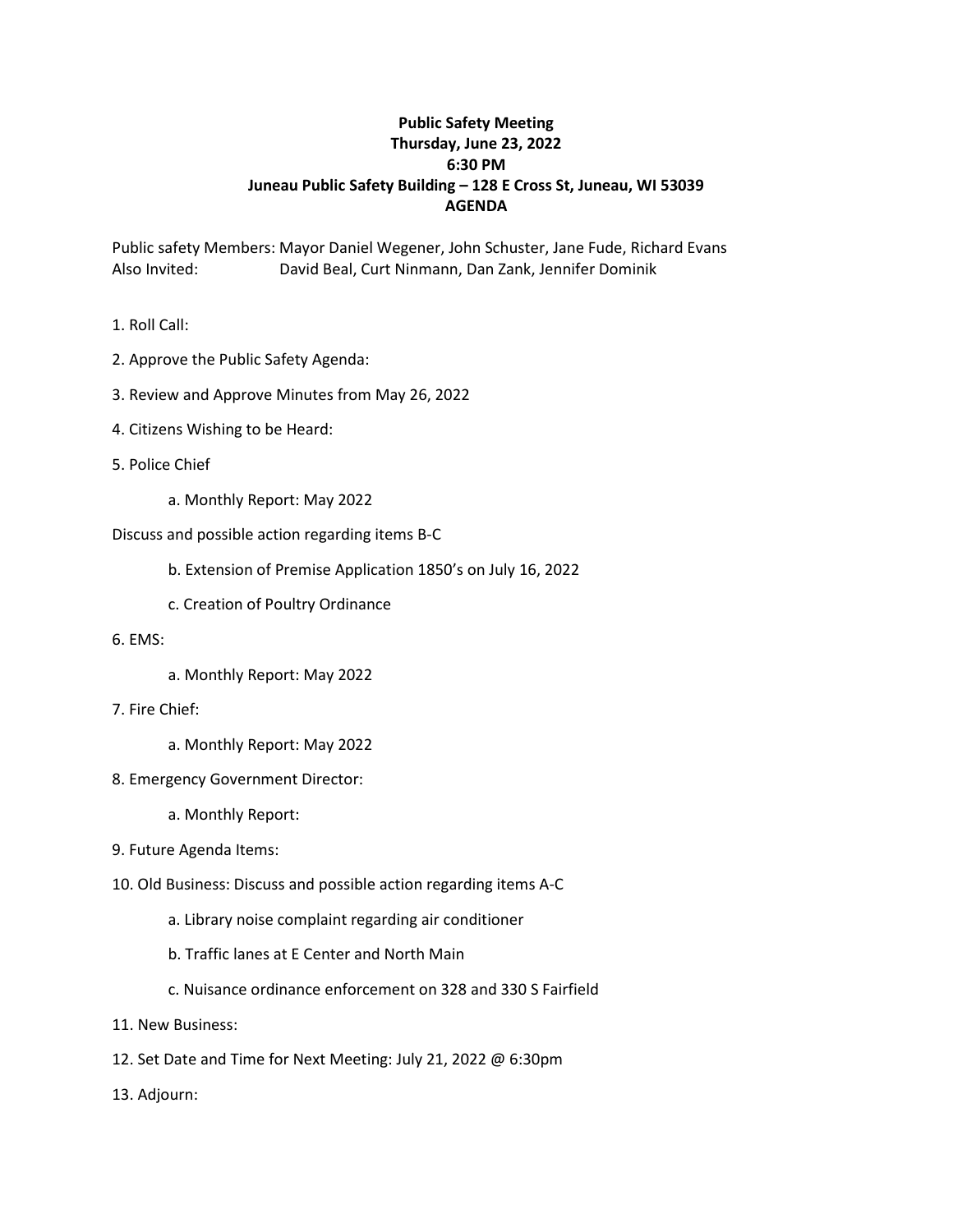**Public Safety Meeting**
**Thursday, June 23, 2022**
**6:30 PM**
**Juneau Public Safety Building – 128 E Cross St, Juneau, WI 53039**
**AGENDA**

Public safety Members: Mayor Daniel Wegener, John Schuster, Jane Fude, Richard Evans
Also Invited: David Beal, Curt Ninmann, Dan Zank, Jennifer Dominik

1. Roll Call:

2. Approve the Public Safety Agenda:

3. Review and Approve Minutes from May 26, 2022

4. Citizens Wishing to be Heard:

5. Police Chief

   a. Monthly Report: May 2022

Discuss and possible action regarding items B-C

   b. Extension of Premise Application 1850's on July 16, 2022

   c. Creation of Poultry Ordinance

6. EMS:

   a. Monthly Report: May 2022

7. Fire Chief:

   a. Monthly Report: May 2022

8. Emergency Government Director:

   a. Monthly Report:

9. Future Agenda Items:

10. Old Business: Discuss and possible action regarding items A-C

   a. Library noise complaint regarding air conditioner

   b. Traffic lanes at E Center and North Main

   c. Nuisance ordinance enforcement on 328 and 330 S Fairfield

11. New Business:

12. Set Date and Time for Next Meeting: July 21, 2022 @ 6:30pm

13. Adjourn: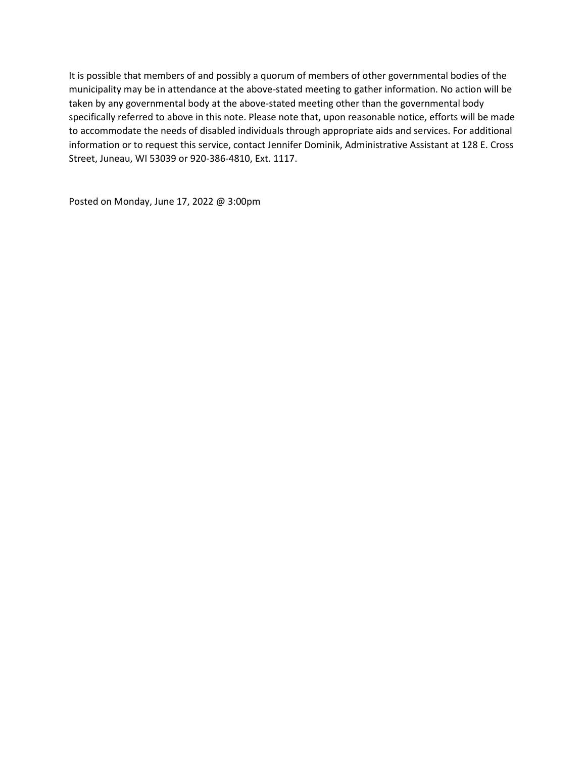It is possible that members of and possibly a quorum of members of other governmental bodies of the municipality may be in attendance at the above-stated meeting to gather information. No action will be taken by any governmental body at the above-stated meeting other than the governmental body specifically referred to above in this note. Please note that, upon reasonable notice, efforts will be made to accommodate the needs of disabled individuals through appropriate aids and services. For additional information or to request this service, contact Jennifer Dominik, Administrative Assistant at 128 E. Cross Street, Juneau, WI 53039 or 920-386-4810, Ext. 1117.

Posted on Monday, June 17, 2022 @ 3:00pm